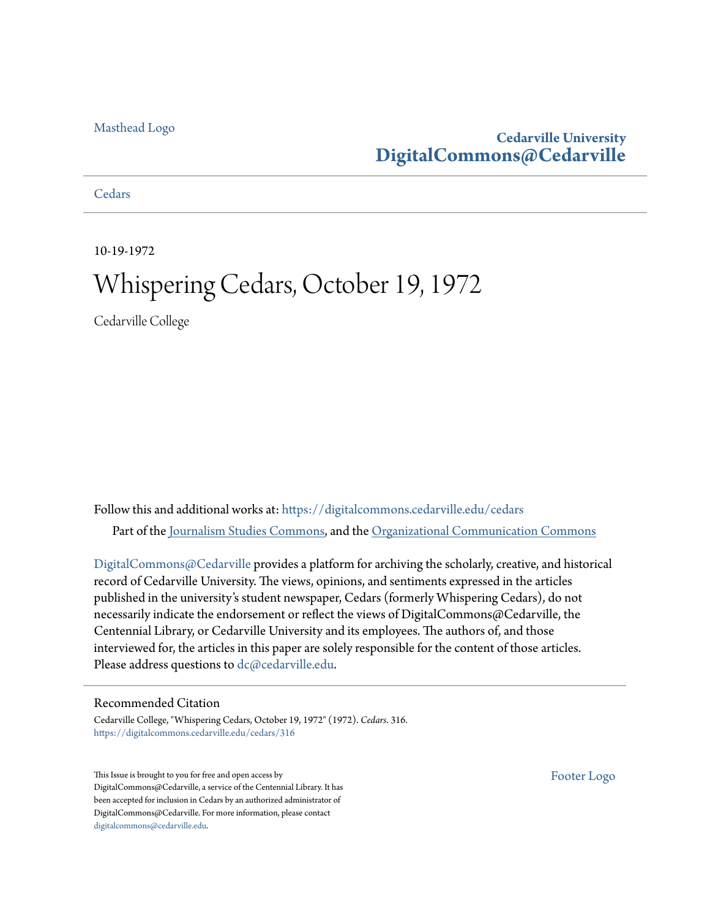Masthead Logo

**Cedarville University**
**DigitalCommons@Cedarville**

Cedars

10-19-1972

# Whispering Cedars, October 19, 1972

Cedarville College

Follow this and additional works at: https://digitalcommons.cedarville.edu/cedars

Part of the Journalism Studies Commons, and the Organizational Communication Commons

DigitalCommons@Cedarville provides a platform for archiving the scholarly, creative, and historical record of Cedarville University. The views, opinions, and sentiments expressed in the articles published in the university's student newspaper, Cedars (formerly Whispering Cedars), do not necessarily indicate the endorsement or reflect the views of DigitalCommons@Cedarville, the Centennial Library, or Cedarville University and its employees. The authors of, and those interviewed for, the articles in this paper are solely responsible for the content of those articles. Please address questions to dc@cedarville.edu.

## Recommended Citation

Cedarville College, "Whispering Cedars, October 19, 1972" (1972). *Cedars*. 316.
https://digitalcommons.cedarville.edu/cedars/316

This Issue is brought to you for free and open access by DigitalCommons@Cedarville, a service of the Centennial Library. It has been accepted for inclusion in Cedars by an authorized administrator of DigitalCommons@Cedarville. For more information, please contact digitalcommons@cedarville.edu.

Footer Logo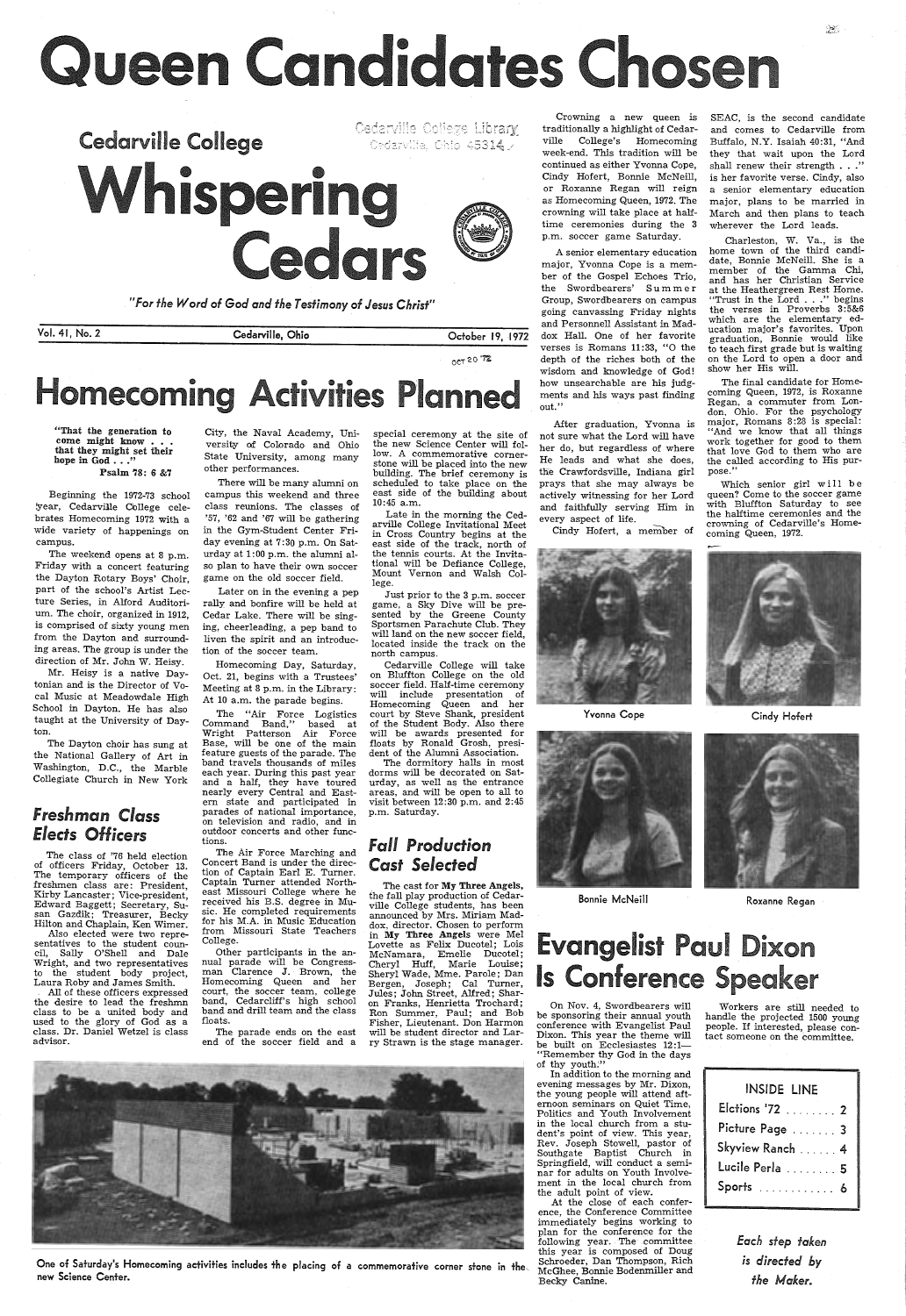# Queen Candidates Chosen

Cedarville College

# Whispering Cedars

*"For the Word of God and the Testimony of Jesus Christ"*

Vol. 41, No. 2 — Cedarville, Ohio — October 19, 1972

Crowning a new queen is traditionally a highlight of Cedarville College's Homecoming week-end. This tradition will be continued as either Yvonna Cope, Cindy Hofert, Bonnie McNeill, or Roxanne Regan will reign as Homecoming Queen, 1972. The crowning will take place at half-time ceremonies during the 3 p.m. soccer game Saturday.

A senior elementary education major, Yvonna Cope is a member of the Gospel Echoes Trio, the Swordbearers' Summer Group, Swordbearers on campus going canvassing Friday nights and Personnell Assistant in Maddox Hall. One of her favorite verses is Romans 11:33, "O the depth of the riches both of the wisdom and knowledge of God! how unsearchable are his judgments and his ways past finding out."

After graduation, Yvonna is not sure what the Lord will have her do, but regardless of where He leads and what she does, the Crawfordsville, Indiana girl prays that she may always be actively witnessing for her Lord and faithfully serving Him in every aspect of life.

Cindy Hofert, a member of SEAC, is the second candidate and comes to Cedarville from Buffalo, N.Y. Isaiah 40:31, "And they that wait upon the Lord shall renew their strength . . ." is her favorite verse. Cindy, also a senior elementary education major, plans to be married in March and then plans to teach wherever the Lord leads.

Charleston, W. Va., is the home town of the third candidate, Bonnie McNeill. She is a member of the Gamma Chi, and has her Christian Service at the Heathergreen Rest Home. "Trust in the Lord . . ." begins the verses in Proverbs 3:5&6 which are the elementary education major's favorites. Upon graduation, Bonnie would like to teach first grade but is waiting on the Lord to open a door and show her His will.

The final candidate for Homecoming Queen, 1972, is Roxanne Regan, a commuter from London, Ohio. For the psychology major, Romans 8:28 is special: "And we know that all things work together for good to them that love God to them who are the called according to His purpose."

Which senior girl will be queen? Come to the soccer game with Bluffton Saturday to see the halftime ceremonies and the crowning of Cedarville's Homecoming Queen, 1972.

Yvonna Cope

Cindy Hofert

Bonnie McNeill

Roxanne Regan

# Homecoming Activities Planned

"That the generation to come might know . . . that they might set their hope in God . . ."
Psalm 78: 6 &7

Beginning the 1972-73 school year, Cedarville College celebrates Homecoming 1972 with a wide variety of happenings on campus.

The weekend opens at 8 p.m. Friday with a concert featuring the Dayton Rotary Boys' Choir, part of the school's Artist Lecture Series, in Alford Auditorium. The choir, organized in 1912, is comprised of sixty young men from the Dayton and surrounding areas. The group is under the direction of Mr. John W. Heisy.

Mr. Heisy is a native Daytonian and is the Director of Vocal Music at Meadowdale High School in Dayton. He has also taught at the University of Dayton.

The Dayton choir has sung at the National Gallery of Art in Washington, D.C., the Marble Collegiate Church in New York City, the Naval Academy, University of Colorado and Ohio State University, among many other performances.

There will be many alumni on campus this weekend and three class reunions. The classes of '57, '62 and '67 will be gathering in the Gym-Student Center Friday evening at 7:30 p.m. On Saturday at 1:00 p.m. the alumni also plan to have their own soccer game on the old soccer field.

Later on in the evening a pep rally and bonfire will be held at Cedar Lake. There will be singing, cheerleading, a pep band to liven the spirit and an introduction of the soccer team.

Homecoming Day, Saturday, Oct. 21, begins with a Trustees' Meeting at 8 p.m. in the Library: At 10 a.m. the parade begins.

The "Air Force Logistics Command Band," based at Wright Patterson Air Force Base, will be one of the main feature guests of the parade. The band travels thousands of miles each year. During this past year and a half, they have toured nearly every Central and Eastern state and participated in parades of national importance, on television and radio, and in outdoor concerts and other functions.

The Air Force Marching and Concert Band is under the direction of Captain Earl E. Turner. Captain Turner attended Northeast Missouri College where he received his B.S. degree in Music. He completed requirements for his M.A. in Music Education from Missouri State Teachers College.

Other participants in the annual parade will be Congressman Clarence J. Brown, the Homecoming Queen and her court, the soccer team, college band, Cedarcliff's high school band and drill team and the class floats.

The parade ends on the east end of the soccer field and a special ceremony at the site of the new Science Center will follow. A commemorative cornerstone will be placed into the new building. The brief ceremony is scheduled to take place on the east side of the building about 10:45 a.m.

Late in the morning the Cedarville College Invitational Meet in Cross Country begins at the east side of the track, north of the tennis courts. At the Invitational will be Defiance College, Mount Vernon and Walsh College.

Just prior to the 3 p.m. soccer game, a Sky Dive will be presented by the Greene County Sportsmen Parachute Club. They will land on the new soccer field, located inside the track on the north campus.

Cedarville College will take on Bluffton College on the old soccer field. Half-time ceremony will include presentation of Homecoming Queen and her court by Steve Shank, president of the Student Body. Also there will be awards presented for floats by Ronald Grosh, president of the Alumni Association.

The dormitory halls in most dorms will be decorated on Saturday, as well as the entrance areas, and will be open to all to visit between 12:30 p.m. and 2:45 p.m. Saturday.

## Freshman Class Elects Officers

The class of '76 held election of officers Friday, October 13. The temporary officers of the freshmen class are: President, Kirby Lancaster; Vice-president, Edward Baggett; Secretary, Susan Gazdik; Treasurer, Becky Hilton and Chaplain, Ken Wimer.

Also elected were two representatives to the student council, Sally O'Shell and Dale Wright, and two representatives to the student body project, Laura Roby and James Smith.

All of these officers expressed the desire to lead the freshmn class to be a united body and used to the glory of God as a class. Dr. Daniel Wetzel is class advisor.

## Fall Production Cast Selected

The cast for **My Three Angels**, the fall play production of Cedarville College students, has been announced by Mrs. Miriam Maddox, director. Chosen to perform in **My Three Angels** were Mel Lovette as Felix Ducotel; Lois McNamara, Emelle Ducotel; Cheryl Huff, Marie Louise; Sheryl Wade, Mme. Parole; Dan Bergen, Joseph; Cal Turner, Jules; John Street, Alfred; Sharon Franks, Henrietta Trochard; Ron Summer, Paul; and Bob Fisher, Lieutenant. Don Harmon will be student director and Larry Strawn is the stage manager.

One of Saturday's Homecoming activities includes the placing of a commemorative corner stone in the new Science Center.

# Evangelist Paul Dixon Is Conference Speaker

On Nov. 4, Swordbearers will be sponsoring their annual youth conference with Evangelist Paul Dixon. This year the theme will be built on Ecclesiastes 12:1—"Remember thy God in the days of thy youth."

In addition to the morning and evening messages by Mr. Dixon, the young people will attend afternoon seminars on Quiet Time, Politics and Youth Involvement in the local church from a student's point of view. This year, Rev. Joseph Stowell, pastor of Southgate Baptist Church in Springfield, will conduct a seminar for adults on Youth Involvement in the local church from the adult point of view.

At the close of each conference, the Conference Committee immediately begins working to plan for the conference for the following year. The committee this year is composed of Doug Schroeder, Dan Thompson, Rich McGhee, Bonnie Bodenmiller and Becky Canine.

Workers are still needed to handle the projected 1500 young people. If interested, please contact someone on the committee.

| INSIDE LINE | |
|---|---|
| Elctions '72 | 2 |
| Picture Page | 3 |
| Skyview Ranch | 4 |
| Lucile Perla | 5 |
| Sports | 6 |

*Each step taken is directed by the Maker.*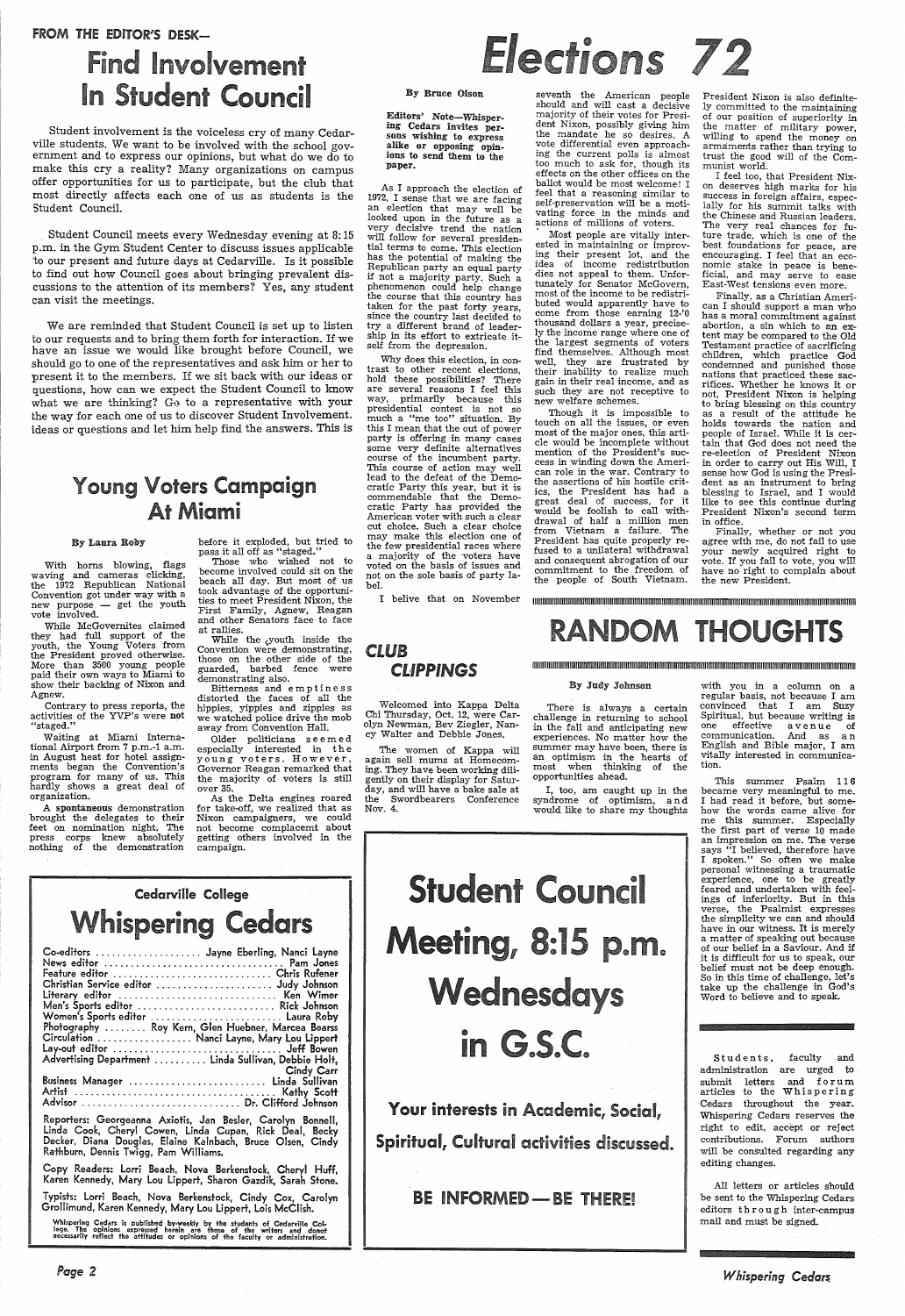FROM THE EDITOR'S DESK—

# Find Involvement In Student Council

Student involvement is the voiceless cry of many Cedarville students. We want to be involved with the school government and to express our opinions, but what do we do to make this cry a reality? Many organizations on campus offer opportunities for us to participate, but the club that most directly affects each one of us as students is the Student Council.

Student Council meets every Wednesday evening at 8:15 p.m. in the Gym Student Center to discuss issues applicable to our present and future days at Cedarville. Is it possible to find out how Council goes about bringing prevalent discussions to the attention of its members? Yes, any student can visit the meetings.

We are reminded that Student Council is set up to listen to our requests and to bring them forth for interaction. If we have an issue we would like brought before Council, we should go to one of the representatives and ask him or her to present it to the members. If we sit back with our ideas or questions, how can we expect the Student Council to know what we are thinking? Go to a representative with your ideas or questions and let him help find the answers. This is the way for each one of us to discover Student Involvement.

# Young Voters Campaign At Miami

By Laura Roby

With horns blowing, flags waving and cameras clicking, the 1972 Republican National Convention got under way with a new purpose — get the youth vote involved.

While McGovernites claimed they had full support of the youth, the Young Voters from the President proved otherwise. More than 3500 young people paid their own ways to Miami to show their backing of Nixon and Agnew.

Contrary to press reports, the activities of the YVP's were **not** "staged."

Waiting at Miami International Airport from 7 p.m.-1 a.m. in August heat for hotel assignments began the Convention's program for many of us. This hardly shows a great deal of organization.

A **spontaneous** demonstration brought the delegates to their feet on nomination night. The press corps knew absolutely nothing of the demonstration before it exploded, but tried to pass it all off as "staged."

Those who wished not to become involved could sit on the beach all day. But most of us took advantage of the opportunities to meet President Nixon, the First Family, Agnew, Reagan and other Senators face to face at rallies.

While the youth inside the Convention were demonstrating, those on the other side of the guarded, barbed fence were demonstrating also.

Bitterness and emptiness distorted the faces of all the hippies, yippies and zippies as we watched police drive the mob away from Convention Hall.

Older politicians seemed especially interested in the young voters. However, Governor Reagan remarked that the majority of voters is still over 35.

As the Delta engines roared for take-off, we realized that as Nixon campaigners, we could not become complacent about getting others involved in the campaign.

# Elections 72

By Bruce Olson

**Editors' Note—Whispering Cedars invites persons wishing to express alike or opposing opinions to send them to the paper.**

As I approach the election of 1972, I sense that we are facing an election that may well be looked upon in the future as a very decisive trend the nation will follow for several presidential terms to come. This election has the potential of making the Republican party an equal party if not a majority party. Such a phenomenon could help change the course that this country has taken for the past forty years, since the country last decided to try a different brand of leadership in its effort to extricate itself from the depression.

Why does this election, in contrast to other recent elections, hold these possibilities? There are several reasons I feel this way, primarily because this presidential contest is not so much a "me too" situation. By this I mean that the out of power party is offering in many cases some very definite alternatives course of the incumbent party. This course of action may well lead to the defeat of the Democratic Party this year, but it is commendable that the Democratic Party has provided the American voter with such a clear cut choice. Such a clear choice may make this election one of the few presidential races where a majority of the voters have voted on the basis of issues and not on the sole basis of party label.

I belive that on November seventh the American people should and will cast a decisive majority of their votes for President Nixon, possibly giving him the mandate he so desires. A vote differential even approaching the current polls is almost too much to ask for, though its effects on the other offices on the ballot would be most welcome! I feel that a reasoning similar to self-preservation will be a motivating force in the minds and actions of millions of voters.

Most people are vitally interested in maintaining or improving their present lot, and the idea of income redistribution dies not appeal to them. Unfortunately for Senator McGovern, most of the income to be redistributed would apparently have to come from those earning 12-20 thousand dollars a year, precisely the income range where one of the largest segments of voters find themselves. Although most well, they are frustrated by their inability to realize much gain in their real income, and as such they are not receptive to new welfare schemes.

Though it is impossible to touch on all the issues, or even most of the major ones, this article would be incomplete without mention of the President's success in winding down the American role in the war. Contrary to the assertions of his hostile critics, the President has had a great deal of success, for it would be foolish to call withdrawal of half a million men from Vietnam a failure. The President has quite properly refused to a unilateral withdrawal and consequent abrogation of our commitment to the freedom of the people of South Vietnam.

President Nixon is also definitely committed to the maintaining of our position of superiority in the matter of military power, willing to spend the money on armaments rather than trying to trust the good will of the Communist world.

I feel too, that President Nixon deserves high marks for his success in foreign affairs, especially for his summit talks with the Chinese and Russian leaders. The very real chances for future trade, which is one of the best foundations for peace, are encouraging. I feel that an economic stake in peace is beneficial, and may serve to ease East-West tensions even more.

Finally, as a Christian American I should support a man who has a moral commitment against abortion, a sin which to an extent may be compared to the Old Testament practice of sacrificing children, which practice God condemned and punished those nations that practiced these sacrifices. Whether he knows it or not, President Nixon is helping to bring blessing on this country as a result of the attitude he holds towards the nation and people of Israel. While it is certain that God does not need the re-election of President Nixon in order to carry out His Will, I sense how God is using the President as an instrument to bring blessing to Israel, and I would like to see this continue during President Nixon's second term in office.

Finally, whether or not you agree with me, do not fail to use your newly acquired right to vote. If you fail to vote, you will have no right to complain about the new President.

# CLUB CLIPPINGS

Welcomed into Kappa Delta Chi Thursday, Oct. 12, were Carolyn Newman, Bev Ziegler, Nancy Walter and Debbie Jones.

The women of Kappa will again sell mums at Homecoming. They have been working diligently on their display for Saturday, and will have a bake sale at the Swordbearers Conference Nov. 4.

# RANDOM THOUGHTS

By Judy Johnson

There is always a certain challenge in returning to school in the fall and anticipating new experiences. No matter how the summer may have been, there is an optimism in the hearts of most when thinking of the opportunities ahead.

I, too, am caught up in the syndrome of optimism, and would like to share my thoughts with you in a column on a regular basis, not because I am convinced that I am Suzy Spiritual, but because writing is one effective avenue of communication. And as an English and Bible major, I am vitally interested in communication.

This summer Psalm 116 became very meaningful to me. I had read it before, but somehow the words came alive for me this summer. Especially the first part of verse 10 made an impression on me. The verse says "I believed, therefore have I spoken." So often we make personal witnessing a traumatic experience, one to be greatly feared and undertaken with feelings of inferiority. But in this verse, the Psalmist expresses the simplicity we can and should have in our witness. It is merely a matter of speaking out because of our belief in a Saviour. And if it is difficult for us to speak, our belief must not be deep enough. So in this time of challenge, let's take up the challenge in God's Word to believe and to speak.

# Student Council Meeting, 8:15 p.m. Wednesdays in G.S.C.

**Your interests in Academic, Social, Spiritual, Cultural activities discussed.**

**BE INFORMED — BE THERE!**

Cedarville College

## Whispering Cedars

Co-editors ................ Jayne Eberling, Nanci Layne
News editor ................ Pam Jones
Feature editor ................ Chris Rufener
Christian Service editor ................ Judy Johnson
Literary editor ................ Ken Wimer
Men's Sports editor ................ Rick Johnson
Women's Sports editor ................ Laura Roby
Photography ........ Roy Kern, Glen Huebner, Marcea Bearss
Circulation ................ Nanci Layne, Mary Lou Lippert
Lay-out editor ................ Jeff Bowen
Advertising Department ........ Linda Sullivan, Debbie Holt, Cindy Carr
Business Manager ................ Linda Sullivan
Artist ................ Kathy Scott
Advisor ................ Dr. Clifford Johnson

Reporters: Georgeanna Axiotis, Jan Besler, Carolyn Bonnell, Linda Cook, Cheryl Cowen, Linda Cupan, Rick Deal, Becky Decker, Diana Douglas, Elaine Kalnbach, Bruce Olsen, Cindy Rathburn, Dennis Twigg, Pam Williams.

Copy Readers: Lorri Beach, Nova Berkenstock, Cheryl Huff, Karen Kennedy, Mary Lou Lippert, Sharon Gazdik, Sarah Stone.

Typists: Lorri Beach, Nova Berkenstock, Cindy Cox, Carolyn Grollimund, Karen Kennedy, Mary Lou Lippert, Lois McClish.

Whispering Cedars is published bi-weekly by the students of Cedarville College. The opinions expressed herein are those of the writers and donot necessarily reflect the attitudes or opinions of the faculty or administration.

Students, faculty and administration are urged to submit letters and forum articles to the Whispering Cedars throughout the year. Whispering Cedars reserves the right to edit, accept or reject contributions. Forum authors will be consulted regarding any editing changes.

All letters or articles should be sent to the Whispering Cedars editors through inter-campus mail and must be signed.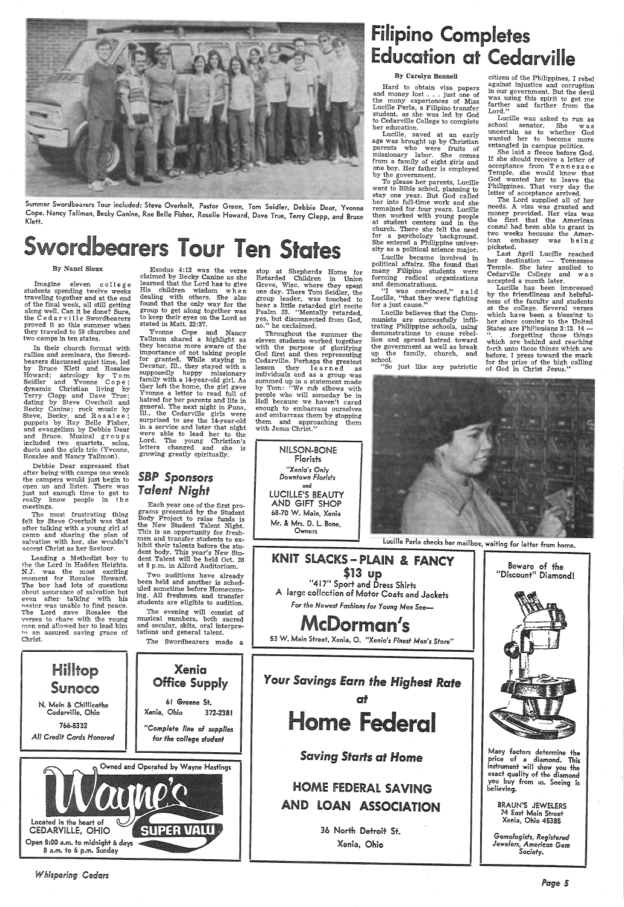Summer Swordbearers Tour included: Steve Overholt, Pastor Green, Tom Seidler, Debbie Dear, Yvonna Cope, Nancy Tallman, Becky Canine, Rae Belle Fisher, Rosalie Howard, Dave True, Terry Clapp, and Bruce Klett.

# Swordbearers Tour Ten States

By Nanci Sioux

Imagine eleven college students spending twelve weeks traveling together and at the end of the final week, all still getting along well. Can it be done? Sure, the Cedarville Swordbearers proved it so this summer when they traveled to 59 churches and two camps in ten states.

In their church format with rallies and seminars, the Swordbearers discussed quiet time, led by Bruce Klett and Rosalee Howard; astrology by Tom Seidler and Yvonne Cope; dynamic Christian living by Terry Clapp and Dave True; dating by Steve Overholt and Becky Canine; rock music by Steve, Becky, and Rosalee; puppets by Ray Belle Fisher, and evangelism by Debbie Dear and Bruce. Musical groups included two quartets, solos, duets and the girls trio (Yvonne, Rosalee and Nancy Tallmon).

Debbie Dear expressed that after being with camps one week the campers would just begin to open up and listen. There was just not enough time to get to really know people in the meetings.

The most frustrating thing felt by Steve Overholt was that after talking with a young girl at camp and sharing the plan of salvation with her, she wouldn't accept Christ as her Saviour.

Leading a Methodist boy to the Lord in Hadden Heights, N.J. was the most exciting moment for Rosalee Howard. The boy had lots of questions about assurance of salvation but even after talking with his pastor was unable to find peace. The Lord gave Rosalee the verses to share with the young man and allowed her to lead him to an assured saving grace of Christ.

Exodus 4:12 was the verse claimed by Becky Canine as she learned that the Lord has to give His children wisdom when dealing with others. She also found that the only way for the group to get along together was to keep their eyes on the Lord as stated in Matt. 22:37.

Yvonne Cope and Nancy Tallmon shared a highlight as they became more aware of the importance of not taking people for granted. While staying in Decatur, Ill., they stayed with a supposedly happy missionary family with a 14-year-old girl. As they left the home, the girl gave Yvonne a letter to read full of hatred for her parents and life in general. The next night in Pana, Ill., the Cedarville girls were surprised to see the 14-year-old in a service and later that night were able to lead her to the Lord. The young Christian's letters changed and she is growing greatly spiritually.

The Swordbearers made a stop at Shepherds Home for Retarded Children in Union Grove, Wisc. where they spent one day. There Tom Seidler, the group leader, was touched to hear a little retarded girl recite Psalm 23. "Mentally retarded, yes, but disconnected from God, no," he exclaimed.

Throughout the summer the eleven students worked together with the purpose of glorifying God first and then representing Cedarville. Perhaps the greatest lesson they learned as individuals and as a group was summed up in a statement made by Tom: "We rub elbows with people who will someday be in Hell because we haven't cared enough to embarrass ourselves and embarrass them by stopping them and approaching them with Jesus Christ."

## SBP Sponsors Talent Night

Each year one of the first programs presented by the Student Body Project to raise funds is the New Student Talent Night. This is an opportunity for freshmen and transfer students to exhibit their talents before the student body. This year's New Student Talent will be held Oct. 28 at 8 p.m. in Alford Auditorium.

Two auditions have already been held and another is scheduled sometime before Homecoming. All freshmen and transfer students are eligible to audition.

The evening will consist of musical numbers, both sacred and secular, skits, oral interpretations and general talent.

# Filipino Completes Education at Cedarville

By Carolyn Bonnell

Hard to obtain visa papers and money lost . . . just one of the many experiences of Miss Lucille Perla, a Filipino transfer student, as she was led by God to Cedarville College to complete her education.

Lucille, saved at an early age was brought up by Christian parents who were fruits of missionary labor. She comes from a family of eight girls and one boy. Her father is employed by the government.

To please her parents, Lucille went to Bible school, planning to stay one year. But God called her into full-time work and she remained for four years. Lucille then worked with young people at student centers and in the church. There she felt the need for a psychology background. She entered a Philippine university as a political science major.

Lucille became involved in political affairs. She found that many Filipino students were forming radical organizations and demonstrations.

"I was convinced," said Lucille, "that they were fighting for a just cause."

Lucille believes that the Communists are successfully infiltrating Philippine schools, using demonstrations to cause rebellion and spread hatred toward the government as well as break up the family, church, and school.

"So just like any patriotic citizen of the Philippines, I rebel against injustice and corruption in our government. But the devil was using this spirit to get me farther and farther from the Lord."

Lucille was asked to run as school senator. She was uncertain as to whether God wanted her to become more entangled in campus politics.

She laid a fleece before God. If she should receive a letter of acceptance from Tennessee Temple, she would know that God wanted her to leave the Philippines. That very day the letter of acceptance arrived.

The Lord supplied all of her needs. A visa was granted and money provided. Her visa was the first that the American consul had been able to grant in two weeks because the American embassy was being picketed.

Last April Lucille reached her destination — Tennessee Temple. She later applied to Cedarville College and was accepted a month later.

Lucille has been impressed by the friendliness and helpfulness of the faculty and students at the college. Several verses which have been a blessing to her since coming to the United States are Philippians 3:13, 14 — ". . . forgetting those things which are behind and reaching forth unto those things which are before, I press toward the mark for the prize of the high calling of God in Christ Jesus."

Lucille Perla checks her mailbox, waiting for letter from home.

---

**NILSON-BONE Florists**
*"Xenia's Only Downtown Florists"*
and
**LUCILLE'S BEAUTY AND GIFT SHOP**
68-70 W. Main, Xenia
Mr. & Mrs. D. L. Bone, Owners

---

**KNIT SLACKS – PLAIN & FANCY**
**$13 up**
"417" Sport and Dress Shirts
A large collection of Motor Coats and Jackets
*For the Newest Fashions for Young Men See—*
**McDorman's**
53 W. Main Street, Xenia, O. *"Xenia's Finest Men's Store"*

---

**Beware of the "Discount" Diamond!**

Many factors determine the price of a diamond. This instrument will show you the exact quality of the diamond you buy from us. Seeing is believing.

BRAUN'S JEWELERS
74 East Main Street
Xenia, Ohio 45385

*Gemologists, Registered Jewelers, American Gem Society.*

---

**Hilltop Sunoco**
N. Main & Chillicothe
Cedarville, Ohio
766-5332
*All Credit Cards Honored*

---

**Xenia Office Supply**
61 Greene St.
Xenia, Ohio 372-2381
*"Complete line of supplies for the college student"*

---

*Your Savings Earn the Highest Rate at*
**Home Federal**
*Saving Starts at Home*
**HOME FEDERAL SAVING AND LOAN ASSOCIATION**
36 North Detroit St.
Xenia, Ohio

---

Owned and Operated by Wayne Hastings
**Wayne's SUPER VALU**
Located in the heart of CEDARVILLE, OHIO
Open 8:00 a.m. to midnight 6 days
8 a.m. to 6 p.m. Sunday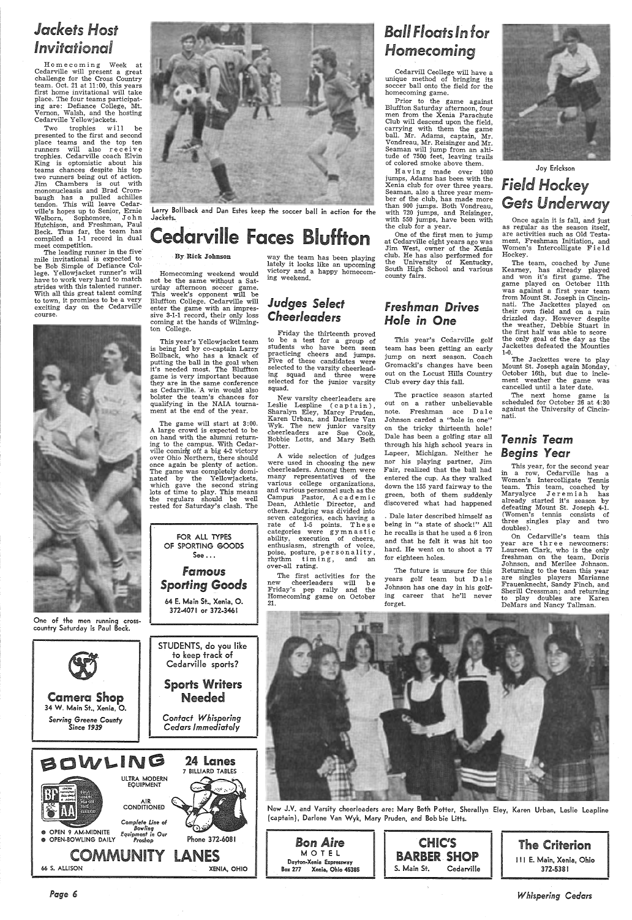## Jackets Host Invitational

Homecoming Week at Cedarville will present a great challenge for the Cross Country team. Oct. 21 at 11:00, this years first home invitational will take place. The four teams participating are: Defiance College, Mt. Vernon, Walsh, and the hosting Cedarville Yellowjackets.

Two trophies will be presented to the first and second place teams and the top ten runners will also receive trophies. Cedarville coach Elvin King is optomistic about his teams chances despite his top two runners being out of action. Jim Chambers is out with mononucleasis and Brad Crombaugh has a pulled achilles tendon. This will leave Cedarville's hopes up to Senior, Ernie Welborn, Sophomore, John Hutchison, and Freshman, Paul Beck. Thus far, the team has compiled a 1-1 record in dual meet competition.

The leading runner in the five mile invitational is expected to be Bob Simple of Defiance College. Yellowjacket runner's will have to work very hard to match strides with this talented runner. With all this great talent coming to town, it promises to be a very exciting day on the Cedarville course.

One of the men running cross-country Saturday is Paul Beck.

Larry Bollback and Dan Estes keep the soccer ball in action for the Jackets.

# Cedarville Faces Bluffton

By Rick Johnson

Homecoming weekend would not be the same without a Saturday afternoon soccer game. This week's opponent will be Bluffton College. Cedarville will enter the game with an impressive 3-1-1 record, their only loss coming at the hands of Wilmington College.

This year's Yellowjacket team is being led by co-captain Larry Bollback, who has a knack of putting the ball in the goal when it's needed most. The Bluffton game is very important because they are in the same conference as Cedarville. A win would also bolster the team's chances for qualifying in the NAIA tournament at the end of the year.

The game will start at 3:00. A large crowd is expected to be on hand with the alumni returning to the campus. With Cedarville coming off a big 4-2 victory over Ohio Northern, there should once again be plenty of action. The game was completely dominated by the Yellowjackets, which gave the second string lots of time to play. This means the regulars should be well rested for Saturday's clash. The way the team has been playing lately it looks like an upcoming victory and a happy homecoming weekend.

## Judges Select Cheerleaders

Friday the thirteenth proved to be a test for a group of students who have been seen practicing cheers and jumps. Five of these candidates were selected to the varsity cheerleading squad and three were selected for the junior varsity squad.

New varsity cheerleaders are Leslie Lespline (captain), Sharalyn Eley, Marcy Pruden, Karen Urban, and Darlene Van Wyk. The new junior varsity cheerleaders are Sue Cook, Bobbie Lotts, and Mary Beth Potter.

A wide selection of judges were used in choosing the new cheerleaders. Among them were many representatives of the various college organizations, and various personnel such as the Campus Pastor, Academic Dean, Athletic Director, and others. Judging was divided into seven categories, each having a rate of 1-5 points. These categories were gymnastic ability, execution of cheers, enthusiasm, strength of voice, poise, posture, personality, rhythm timing, and an over-all rating.

The first activities for the new cheerleaders will be Friday's pep rally and the Homecoming game on October 21.

## Ball Floats In for Homecoming

Cedarvill Ceollege will have a unique method of bringing its soccer ball onto the field for the homecoming game.

Prior to the game against Bluffton Saturday afternoon, four men from the Xenia Parachute Club will descend upon the field, carrying with them the game ball. Mr. Adams, captain, Mr. Vondreau, Mr. Reisinger and Mr. Seaman will jump from an altitude of 7500 feet, leaving trails of colored smoke above them.

Having made over 1080 jumps, Adams has been with the Xenia club for over three years. Seaman, also a three year member of the club, has made more than 900 jumps. Both Vondreau, with 720 jumps, and Reisinger, with 550 jumps, have been with the club for a year.

One of the first men to jump at Cedarville eight years ago was Jim West, owner of the Xenia club. He has also performed for the University of Kentucky, South High School and various county fairs.

## Freshman Drives Hole in One

This year's Cedarville golf team has been getting an early jump on next season. Coach Gromacki's changes have been out on the Locust Hills Country Club every day this fall.

The practice season started out on a rather unbelievable note. Freshman ace Dale Johnson carded a "hole in one" on the tricky thirteenth hole! Dale has been a golfing star all through his high school years in Lapeer, Michigan. Neither he nor his playing partner, Jim Fair, realized that the ball had entered the cup. As they walked down the 155 yard fairway to the green, both of them suddenly discovered what had happened

. Dale later described himself as being in "a state of shock!" All he recalls is that he used a 6 iron and that he felt it was hit too hard. He went on to shoot a 77 for eighteen holes.

The future is unsure for this years golf team but Dale Johnson has one day in his golfing career that he'll never forget.

Joy Erickson

## Field Hockey Gets Underway

Once again it is fall, and just as regular as the season itself, are activities such as Old Testament, Freshman Initiation, and Women's Intercollegiate Field Hockey.

The team, coached by June Kearney, has already played and won it's first game. The game played on October 11th was against a first year team from Mount St. Joseph in Cincinnati. The Jackettes played on their own field and on a rain drizzled day. However despite the weather, Debbie Stuart in the first half was able to score the only goal of the day as the Jackettes defeated the Mounties 1-0.

The Jackettes were to play Mount St. Joseph again Monday, October 16th, but due to inclement weather the game was cancelled until a later date.

The next home game is scheduled for October 26 at 4:30 against the University of Cincinnati.

## Tennis Team Begins Year

This year, for the second year in a row, Cedarville has a Women's Intercolligate Tennis team. This team, coached by Maryalyce Jeremiah has already started it's season by defeating Mount St. Joseph 4-1. (Women's tennis consists of three singles play and two doubles).

On Cedarville's team this year are three newcomers: Laureen Clark, who is the only freshman on the team, Doris Johnson, and Merilee Johnson. Returning to the team this year are singles players Marianne Frauenknecht, Sandy Finch, and Sherill Cressman; and returning to play doubles are Karen DeMars and Nancy Tallman.

New J.V. and Varsity cheerleaders are: Mary Beth Potter, Sherallyn Eley, Karen Urban, Leslie Leapline (captain), Darlene Van Wyk, Mary Pruden, and Bob bie Litts.

FOR ALL TYPES OF SPORTING GOODS See...

**Famous Sporting Goods**

64 E. Main St., Xenia, O.
372-4071 or 372-3461

STUDENTS, do you like to keep track of Cedarville sports?

**Sports Writers Needed**

*Contact Whispering Cedars Immediately*

**Camera Shop**
34 W. Main St., Xenia, O.
*Serving Greene County Since 1939*

**BOWLING** — 24 Lanes, 7 BILLIARD TABLES
ULTRA MODERN EQUIPMENT
AIR CONDITIONED
Complete Line of Bowling Equipment in Our Proshop
- OPEN 9 AM-MIDNITE
- OPEN-BOWLING DAILY

Phone 372-6081

**COMMUNITY LANES**
66 S. ALLISON — XENIA, OHIO

**Bon Aire MOTEL**
Dayton-Xenia Expressway
Box 277 Xenia, Ohio 45385

**CHIC'S BARBER SHOP**
S. Main St. Cedarville

**The Criterion**
111 E. Main, Xenia, Ohio
372-5381